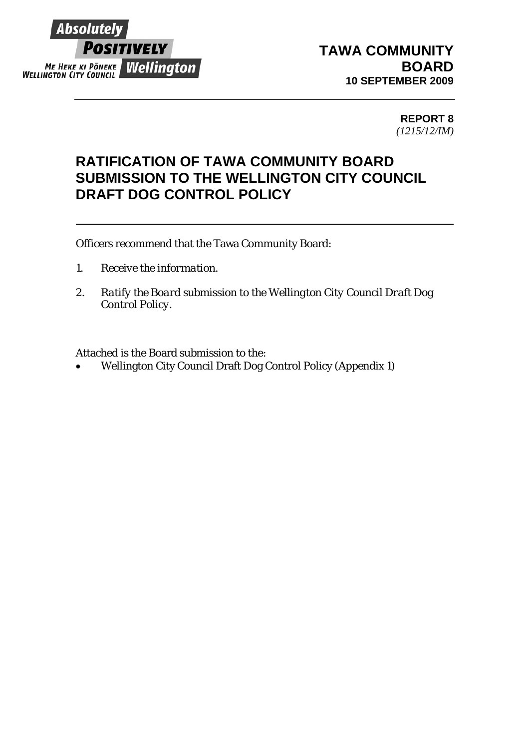**TAWA COMMUNITY BOARD**
**10 SEPTEMBER 2009**

**REPORT 8**
*(1215/12/IM)*

# RATIFICATION OF TAWA COMMUNITY BOARD SUBMISSION TO THE WELLINGTON CITY COUNCIL DRAFT DOG CONTROL POLICY

Officers recommend that the Tawa Community Board:

1. *Receive the information.*
2. *Ratify the Board submission to the Wellington City Council Draft Dog Control Policy.*

Attached is the Board submission to the:

- Wellington City Council Draft Dog Control Policy (Appendix 1)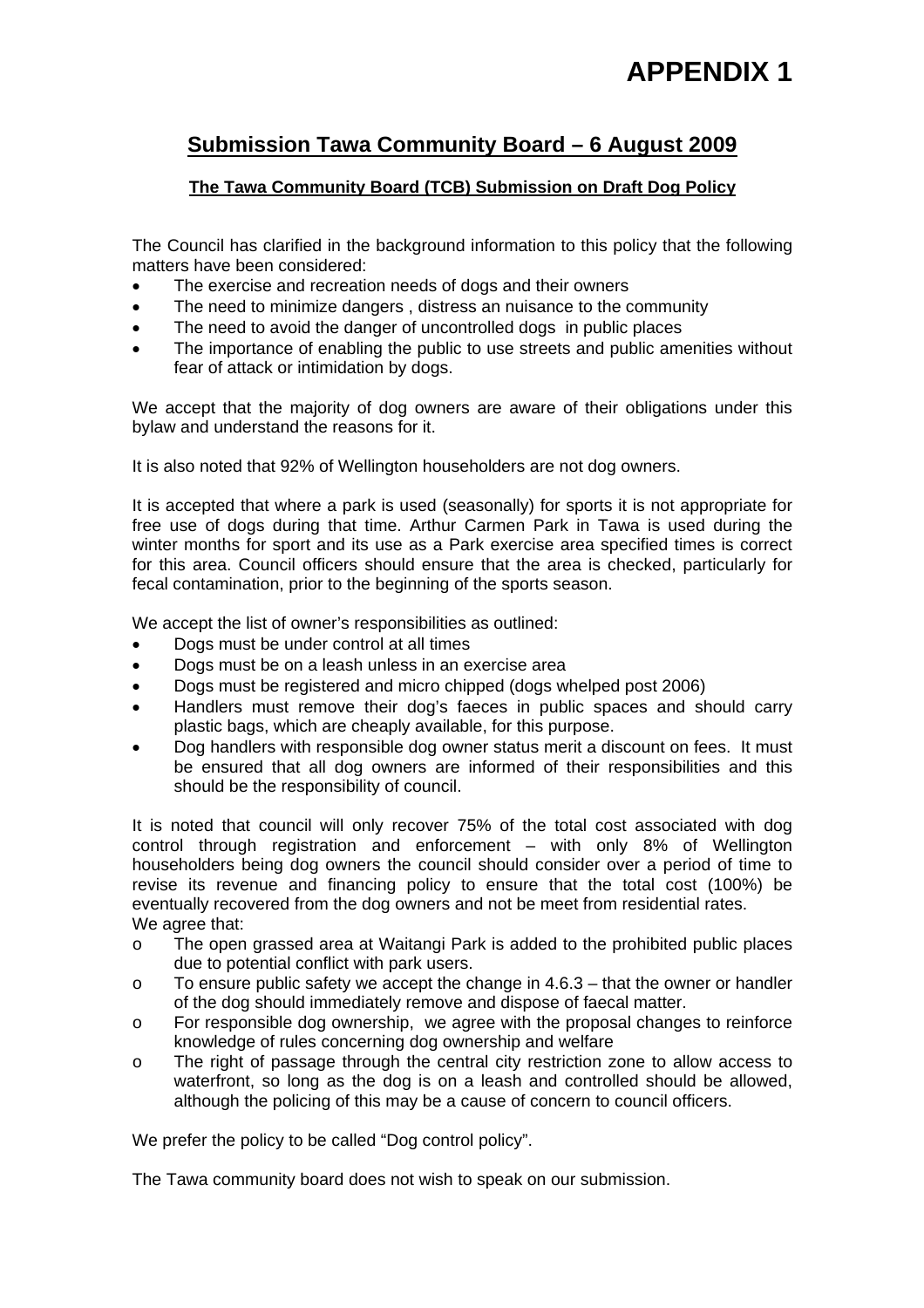# APPENDIX 1

## Submission Tawa Community Board – 6 August 2009

### The Tawa Community Board (TCB) Submission on Draft Dog Policy

The Council has clarified in the background information to this policy that the following matters have been considered:

- The exercise and recreation needs of dogs and their owners
- The need to minimize dangers , distress an nuisance to the community
- The need to avoid the danger of uncontrolled dogs in public places
- The importance of enabling the public to use streets and public amenities without fear of attack or intimidation by dogs.

We accept that the majority of dog owners are aware of their obligations under this bylaw and understand the reasons for it.

It is also noted that 92% of Wellington householders are not dog owners.

It is accepted that where a park is used (seasonally) for sports it is not appropriate for free use of dogs during that time. Arthur Carmen Park in Tawa is used during the winter months for sport and its use as a Park exercise area specified times is correct for this area. Council officers should ensure that the area is checked, particularly for fecal contamination, prior to the beginning of the sports season.

We accept the list of owner's responsibilities as outlined:

- Dogs must be under control at all times
- Dogs must be on a leash unless in an exercise area
- Dogs must be registered and micro chipped (dogs whelped post 2006)
- Handlers must remove their dog's faeces in public spaces and should carry plastic bags, which are cheaply available, for this purpose.
- Dog handlers with responsible dog owner status merit a discount on fees. It must be ensured that all dog owners are informed of their responsibilities and this should be the responsibility of council.

It is noted that council will only recover 75% of the total cost associated with dog control through registration and enforcement – with only 8% of Wellington householders being dog owners the council should consider over a period of time to revise its revenue and financing policy to ensure that the total cost (100%) be eventually recovered from the dog owners and not be meet from residential rates.
We agree that:

- The open grassed area at Waitangi Park is added to the prohibited public places due to potential conflict with park users.
- To ensure public safety we accept the change in 4.6.3 – that the owner or handler of the dog should immediately remove and dispose of faecal matter.
- For responsible dog ownership, we agree with the proposal changes to reinforce knowledge of rules concerning dog ownership and welfare
- The right of passage through the central city restriction zone to allow access to waterfront, so long as the dog is on a leash and controlled should be allowed, although the policing of this may be a cause of concern to council officers.

We prefer the policy to be called "Dog control policy".

The Tawa community board does not wish to speak on our submission.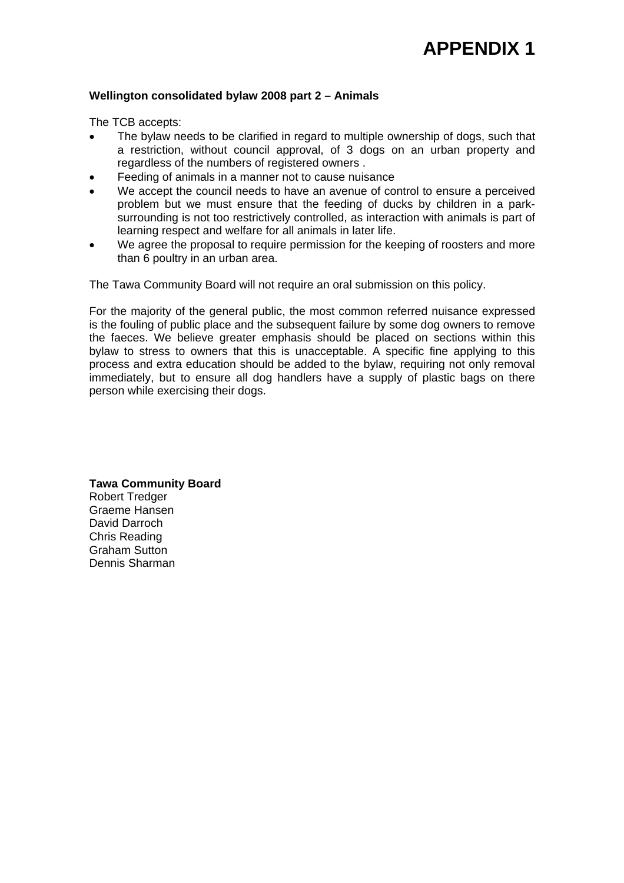# APPENDIX 1

**Wellington consolidated bylaw 2008 part 2 – Animals**

The TCB accepts:

- The bylaw needs to be clarified in regard to multiple ownership of dogs, such that a restriction, without council approval, of 3 dogs on an urban property and regardless of the numbers of registered owners .
- Feeding of animals in a manner not to cause nuisance
- We accept the council needs to have an avenue of control to ensure a perceived problem but we must ensure that the feeding of ducks by children in a park-surrounding is not too restrictively controlled, as interaction with animals is part of learning respect and welfare for all animals in later life.
- We agree the proposal to require permission for the keeping of roosters and more than 6 poultry in an urban area.

The Tawa Community Board will not require an oral submission on this policy.

For the majority of the general public, the most common referred nuisance expressed is the fouling of public place and the subsequent failure by some dog owners to remove the faeces. We believe greater emphasis should be placed on sections within this bylaw to stress to owners that this is unacceptable. A specific fine applying to this process and extra education should be added to the bylaw, requiring not only removal immediately, but to ensure all dog handlers have a supply of plastic bags on there person while exercising their dogs.

**Tawa Community Board**
Robert Tredger
Graeme Hansen
David Darroch
Chris Reading
Graham Sutton
Dennis Sharman